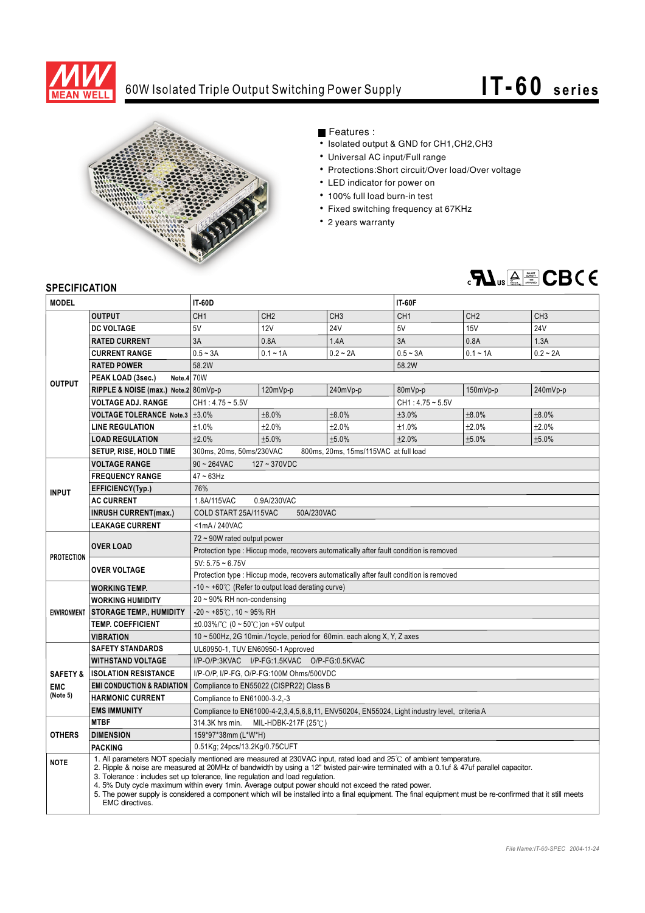# 60W Isolated Triple Output Switching Power Supply

## IT-60 series

■ Features :

- Isolated output & GND for CH1,CH2,CH3
- Universal AC input/Full range
- Protections:Short circuit/Over load/Over voltage
- LED indicator for power on
- 100% full load burn-in test
- Fixed switching frequency at 67KHz
- 2 years warranty

## SPECIFICATION

| MODEL | | IT-60D | | | IT-60F | | |
|---|---|---|---|---|---|---|---|
| OUTPUT | OUTPUT | CH1 | CH2 | CH3 | CH1 | CH2 | CH3 |
| | DC VOLTAGE | 5V | 12V | 24V | 5V | 15V | 24V |
| | RATED CURRENT | 3A | 0.8A | 1.4A | 3A | 0.8A | 1.3A |
| | CURRENT RANGE | 0.5 ~ 3A | 0.1 ~ 1A | 0.2 ~ 2A | 0.5 ~ 3A | 0.1 ~ 1A | 0.2 ~ 2A |
| | RATED POWER | 58.2W | | | 58.2W | | |
| | PEAK LOAD (3sec.) Note.4 | 70W | | | | | |
| | RIPPLE & NOISE (max.) Note.2 | 80mVp-p | 120mVp-p | 240mVp-p | 80mVp-p | 150mVp-p | 240mVp-p |
| | VOLTAGE ADJ. RANGE | CH1 : 4.75 ~ 5.5V | | | CH1 : 4.75 ~ 5.5V | | |
| | VOLTAGE TOLERANCE Note.3 | ±3.0% | ±8.0% | ±8.0% | ±3.0% | ±8.0% | ±8.0% |
| | LINE REGULATION | ±1.0% | ±2.0% | ±2.0% | ±1.0% | ±2.0% | ±2.0% |
| | LOAD REGULATION | ±2.0% | ±5.0% | ±5.0% | ±2.0% | ±5.0% | ±5.0% |
| | SETUP, RISE, HOLD TIME | 300ms, 20ms, 50ms/230VAC 800ms, 20ms, 15ms/115VAC at full load | | | | | |
| INPUT | VOLTAGE RANGE | 90 ~ 264VAC 127 ~ 370VDC | | | | | |
| | FREQUENCY RANGE | 47 ~ 63Hz | | | | | |
| | EFFICIENCY(Typ.) | 76% | | | | | |
| | AC CURRENT | 1.8A/115VAC 0.9A/230VAC | | | | | |
| | INRUSH CURRENT(max.) | COLD START 25A/115VAC 50A/230VAC | | | | | |
| | LEAKAGE CURRENT | <1mA / 240VAC | | | | | |
| PROTECTION | OVER LOAD | 72 ~ 90W rated output power | | | | | |
| | | Protection type : Hiccup mode, recovers automatically after fault condition is removed | | | | | |
| | OVER VOLTAGE | 5V: 5.75 ~ 6.75V | | | | | |
| | | Protection type : Hiccup mode, recovers automatically after fault condition is removed | | | | | |
| ENVIRONMENT | WORKING TEMP. | -10 ~ +60℃ (Refer to output load derating curve) | | | | | |
| | WORKING HUMIDITY | 20 ~ 90% RH non-condensing | | | | | |
| | STORAGE TEMP., HUMIDITY | -20 ~ +85℃, 10 ~ 95% RH | | | | | |
| | TEMP. COEFFICIENT | ±0.03%/℃ (0 ~ 50℃)on +5V output | | | | | |
| | VIBRATION | 10 ~ 500Hz, 2G 10min./1cycle, period for 60min. each along X, Y, Z axes | | | | | |
| SAFETY & EMC (Note 5) | SAFETY STANDARDS | UL60950-1, TUV EN60950-1 Approved | | | | | |
| | WITHSTAND VOLTAGE | I/P-O/P:3KVAC I/P-FG:1.5KVAC O/P-FG:0.5KVAC | | | | | |
| | ISOLATION RESISTANCE | I/P-O/P, I/P-FG, O/P-FG:100M Ohms/500VDC | | | | | |
| | EMI CONDUCTION & RADIATION | Compliance to EN55022 (CISPR22) Class B | | | | | |
| | HARMONIC CURRENT | Compliance to EN61000-3-2,-3 | | | | | |
| | EMS IMMUNITY | Compliance to EN61000-4-2,3,4,5,6,8,11, ENV50204, EN55024, Light industry level, criteria A | | | | | |
| OTHERS | MTBF | 314.3K hrs min. MIL-HDBK-217F (25℃) | | | | | |
| | DIMENSION | 159*97*38mm (L*W*H) | | | | | |
| | PACKING | 0.51Kg; 24pcs/13.2Kg/0.75CUFT | | | | | |

**NOTE**

1. All parameters NOT specially mentioned are measured at 230VAC input, rated load and 25℃ of ambient temperature.
2. Ripple & noise are measured at 20MHz of bandwidth by using a 12" twisted pair-wire terminated with a 0.1uf & 47uf parallel capacitor.
3. Tolerance : includes set up tolerance, line regulation and load regulation.
4. 5% Duty cycle maximum within every 1min. Average output power should not exceed the rated power.
5. The power supply is considered a component which will be installed into a final equipment. The final equipment must be re-confirmed that it still meets EMC directives.

File Name:IT-60-SPEC 2004-11-24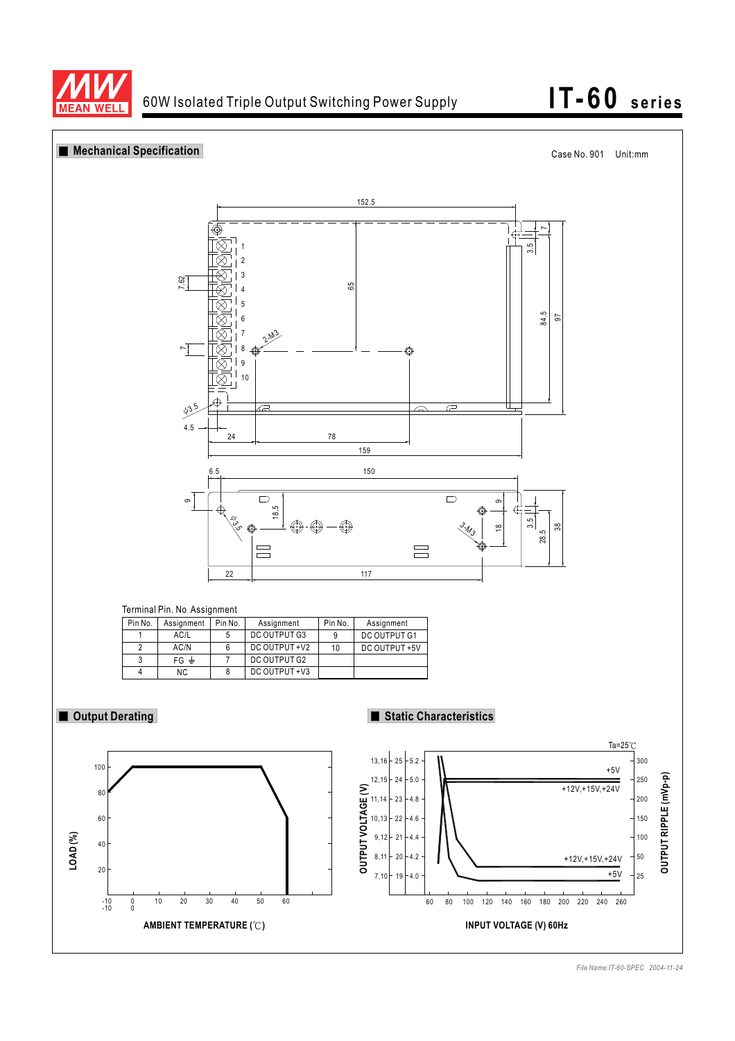# 60W Isolated Triple Output Switching Power Supply

# IT-60 series

## Mechanical Specification

Case No. 901 Unit:mm

152.5
65
7
3.5
84.5
97
7.62
7
2-M3
ϕ3.5
4.5
24
78
159
1
2
3
4
5
6
7
8
9
10

6.5
150
9
18.5
ϕ3.5
3-M3
9
18
3.5
28.5
38
22
117

Terminal Pin. No Assignment

| Pin No. | Assignment | Pin No. | Assignment | Pin No. | Assignment |
|---|---|---|---|---|---|
| 1 | AC/L | 5 | DC OUTPUT G3 | 9 | DC OUTPUT G1 |
| 2 | AC/N | 6 | DC OUTPUT +V2 | 10 | DC OUTPUT +5V |
| 3 | FG ⏚ | 7 | DC OUTPUT G2 | | |
| 4 | NC | 8 | DC OUTPUT +V3 | | |

## Output Derating

LOAD (%)
100
80
60
40
20
-10 -10
0 0
10
20
30
40
50
60
AMBIENT TEMPERATURE (℃)

## Static Characteristics

Ta=25℃

OUTPUT VOLTAGE (V)
13,16 25 5.2
12,15 24 5.0
11,14 23 4.8
10,13 22 4.6
9,12 21 4.4
8,11 20 4.2
7,10 19 4.0

+5V
+12V,+15V,+24V
+12V,+15V,+24V
+5V

OUTPUT RIPPLE (mVp-p)
300
250
200
150
100
50
25

60 80 100 120 140 160 180 200 220 240 260
INPUT VOLTAGE (V) 60Hz

*File Name:IT-60-SPEC 2004-11-24*